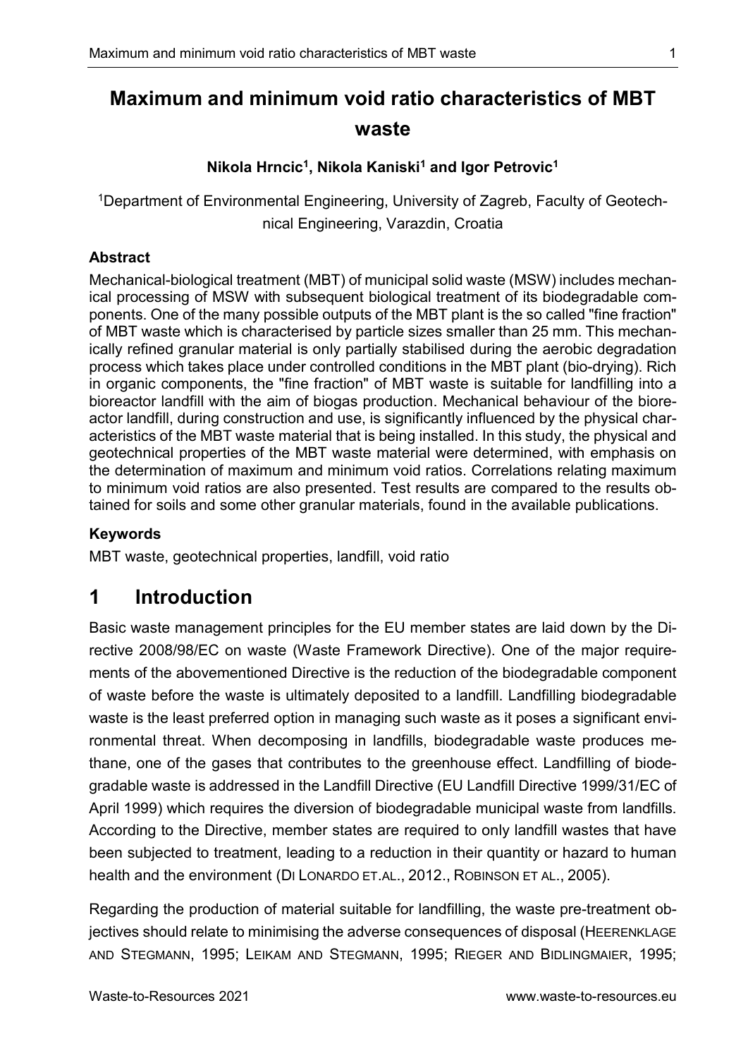# Maximum and minimum void ratio characteristics of MBT waste

**Nikola Hrncic[1], Nikola Kaniski[1] and Igor Petrovic[1]**

[1]Department of Environmental Engineering, University of Zagreb, Faculty of Geotechnical Engineering, Varazdin, Croatia

### Abstract

Mechanical-biological treatment (MBT) of municipal solid waste (MSW) includes mechanical processing of MSW with subsequent biological treatment of its biodegradable components. One of the many possible outputs of the MBT plant is the so called "fine fraction" of MBT waste which is characterised by particle sizes smaller than 25 mm. This mechanically refined granular material is only partially stabilised during the aerobic degradation process which takes place under controlled conditions in the MBT plant (bio-drying). Rich in organic components, the "fine fraction" of MBT waste is suitable for landfilling into a bioreactor landfill with the aim of biogas production. Mechanical behaviour of the bioreactor landfill, during construction and use, is significantly influenced by the physical characteristics of the MBT waste material that is being installed. In this study, the physical and geotechnical properties of the MBT waste material were determined, with emphasis on the determination of maximum and minimum void ratios. Correlations relating maximum to minimum void ratios are also presented. Test results are compared to the results obtained for soils and some other granular materials, found in the available publications.

### Keywords

MBT waste, geotechnical properties, landfill, void ratio

## 1 Introduction

Basic waste management principles for the EU member states are laid down by the Directive 2008/98/EC on waste (Waste Framework Directive). One of the major requirements of the abovementioned Directive is the reduction of the biodegradable component of waste before the waste is ultimately deposited to a landfill. Landfilling biodegradable waste is the least preferred option in managing such waste as it poses a significant environmental threat. When decomposing in landfills, biodegradable waste produces methane, one of the gases that contributes to the greenhouse effect. Landfilling of biodegradable waste is addressed in the Landfill Directive (EU Landfill Directive 1999/31/EC of April 1999) which requires the diversion of biodegradable municipal waste from landfills. According to the Directive, member states are required to only landfill wastes that have been subjected to treatment, leading to a reduction in their quantity or hazard to human health and the environment (Di Lonardo et.al., 2012., Robinson et al., 2005).

Regarding the production of material suitable for landfilling, the waste pre-treatment objectives should relate to minimising the adverse consequences of disposal (Heerenklage and Stegmann, 1995; Leikam and Stegmann, 1995; Rieger and Bidlingmaier, 1995;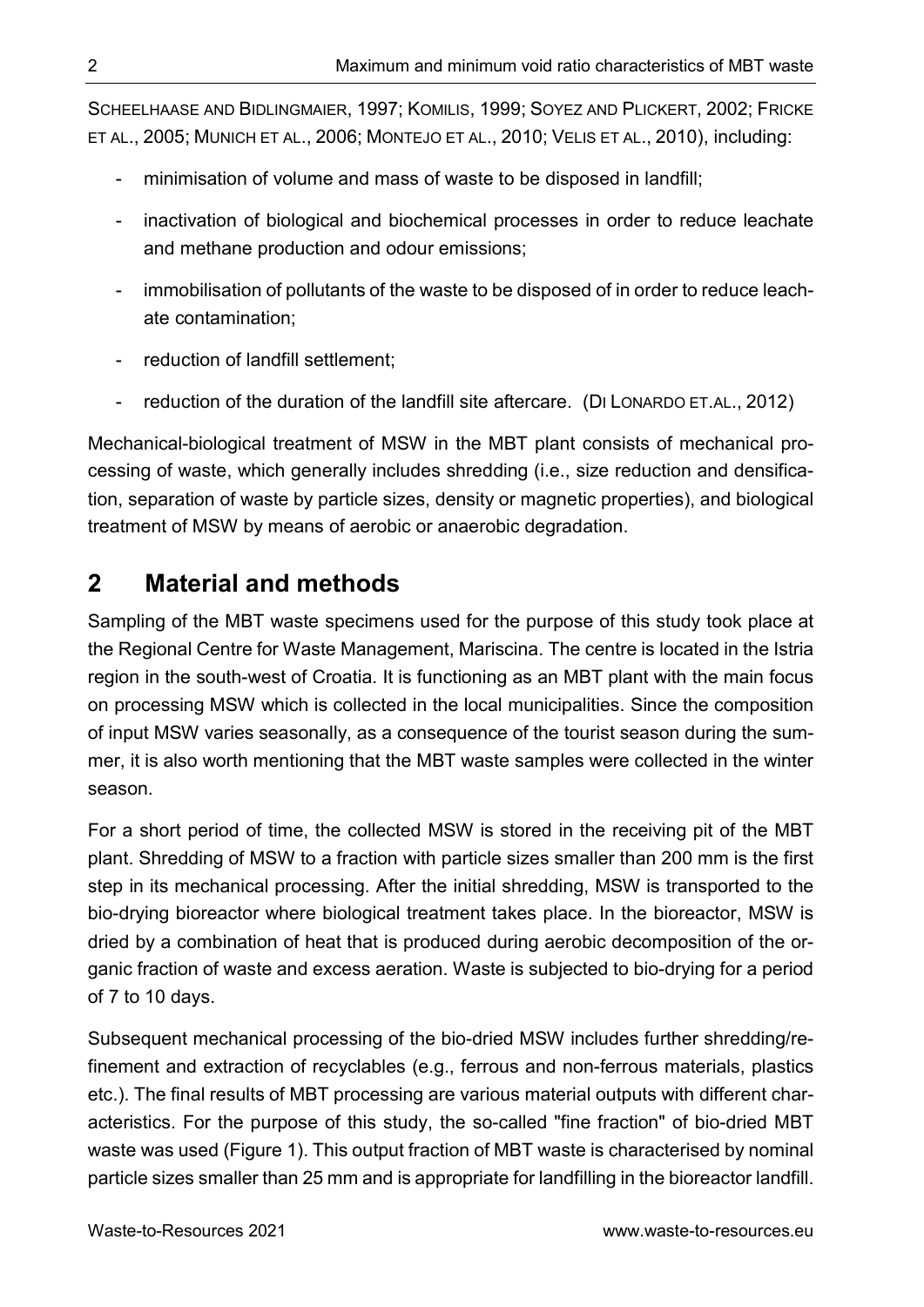SCHEELHAASE AND BIDLINGMAIER, 1997; KOMILIS, 1999; SOYEZ AND PLICKERT, 2002; FRICKE ET AL., 2005; MUNICH ET AL., 2006; MONTEJO ET AL., 2010; VELIS ET AL., 2010), including:

- minimisation of volume and mass of waste to be disposed in landfill;
- inactivation of biological and biochemical processes in order to reduce leachate and methane production and odour emissions;
- immobilisation of pollutants of the waste to be disposed of in order to reduce leachate contamination;
- reduction of landfill settlement;
- reduction of the duration of the landfill site aftercare. (DI LONARDO ET.AL., 2012)

Mechanical-biological treatment of MSW in the MBT plant consists of mechanical processing of waste, which generally includes shredding (i.e., size reduction and densification, separation of waste by particle sizes, density or magnetic properties), and biological treatment of MSW by means of aerobic or anaerobic degradation.

## 2 Material and methods

Sampling of the MBT waste specimens used for the purpose of this study took place at the Regional Centre for Waste Management, Mariscina. The centre is located in the Istria region in the south-west of Croatia. It is functioning as an MBT plant with the main focus on processing MSW which is collected in the local municipalities. Since the composition of input MSW varies seasonally, as a consequence of the tourist season during the summer, it is also worth mentioning that the MBT waste samples were collected in the winter season.

For a short period of time, the collected MSW is stored in the receiving pit of the MBT plant. Shredding of MSW to a fraction with particle sizes smaller than 200 mm is the first step in its mechanical processing. After the initial shredding, MSW is transported to the bio-drying bioreactor where biological treatment takes place. In the bioreactor, MSW is dried by a combination of heat that is produced during aerobic decomposition of the organic fraction of waste and excess aeration. Waste is subjected to bio-drying for a period of 7 to 10 days.

Subsequent mechanical processing of the bio-dried MSW includes further shredding/refinement and extraction of recyclables (e.g., ferrous and non-ferrous materials, plastics etc.). The final results of MBT processing are various material outputs with different characteristics. For the purpose of this study, the so-called "fine fraction" of bio-dried MBT waste was used (Figure 1). This output fraction of MBT waste is characterised by nominal particle sizes smaller than 25 mm and is appropriate for landfilling in the bioreactor landfill.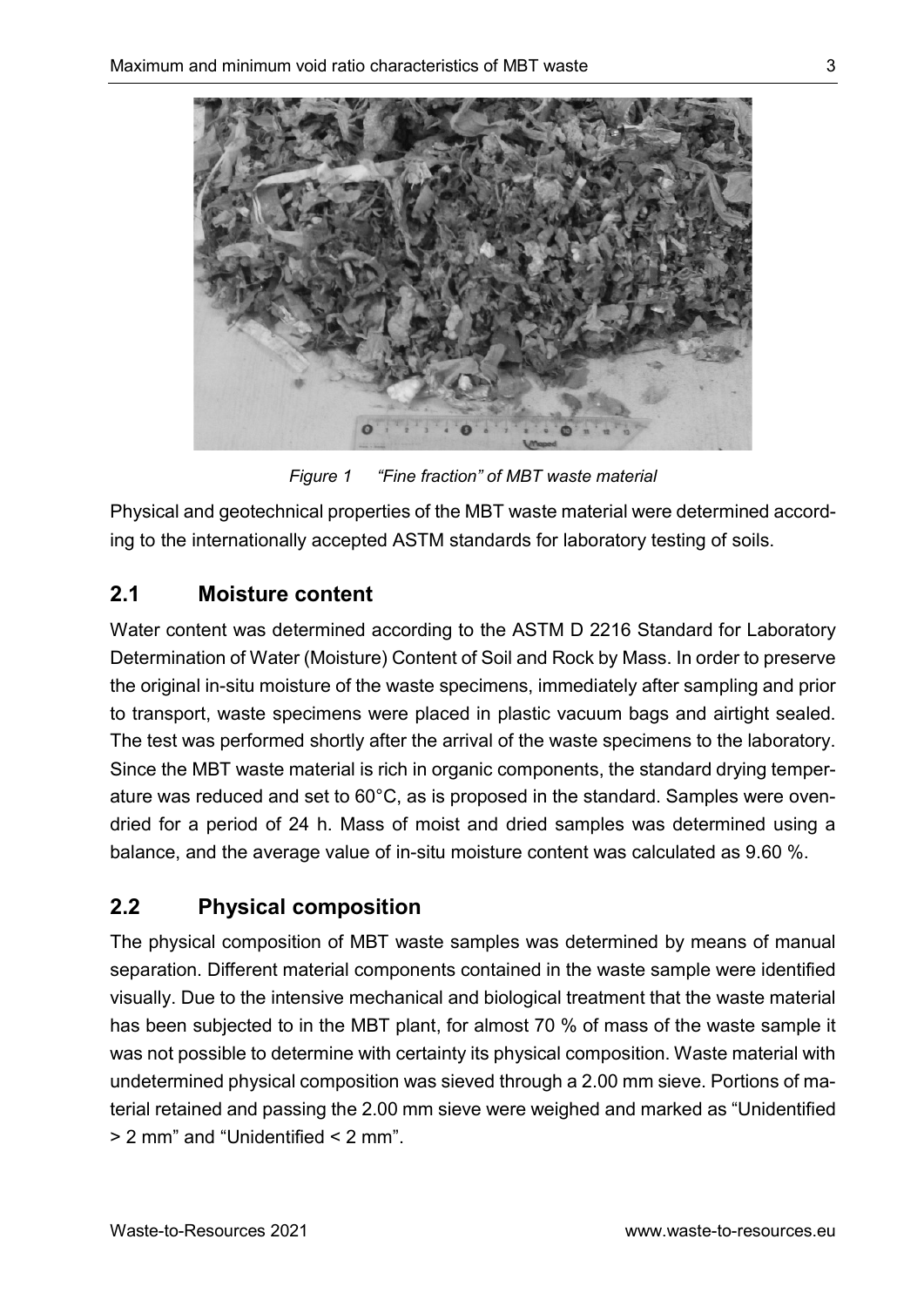*Figure 1 "Fine fraction" of MBT waste material*

Physical and geotechnical properties of the MBT waste material were determined according to the internationally accepted ASTM standards for laboratory testing of soils.

## 2.1 Moisture content

Water content was determined according to the ASTM D 2216 Standard for Laboratory Determination of Water (Moisture) Content of Soil and Rock by Mass. In order to preserve the original in-situ moisture of the waste specimens, immediately after sampling and prior to transport, waste specimens were placed in plastic vacuum bags and airtight sealed. The test was performed shortly after the arrival of the waste specimens to the laboratory. Since the MBT waste material is rich in organic components, the standard drying temperature was reduced and set to 60°C, as is proposed in the standard. Samples were oven-dried for a period of 24 h. Mass of moist and dried samples was determined using a balance, and the average value of in-situ moisture content was calculated as 9.60 %.

## 2.2 Physical composition

The physical composition of MBT waste samples was determined by means of manual separation. Different material components contained in the waste sample were identified visually. Due to the intensive mechanical and biological treatment that the waste material has been subjected to in the MBT plant, for almost 70 % of mass of the waste sample it was not possible to determine with certainty its physical composition. Waste material with undetermined physical composition was sieved through a 2.00 mm sieve. Portions of material retained and passing the 2.00 mm sieve were weighed and marked as "Unidentified > 2 mm" and "Unidentified < 2 mm".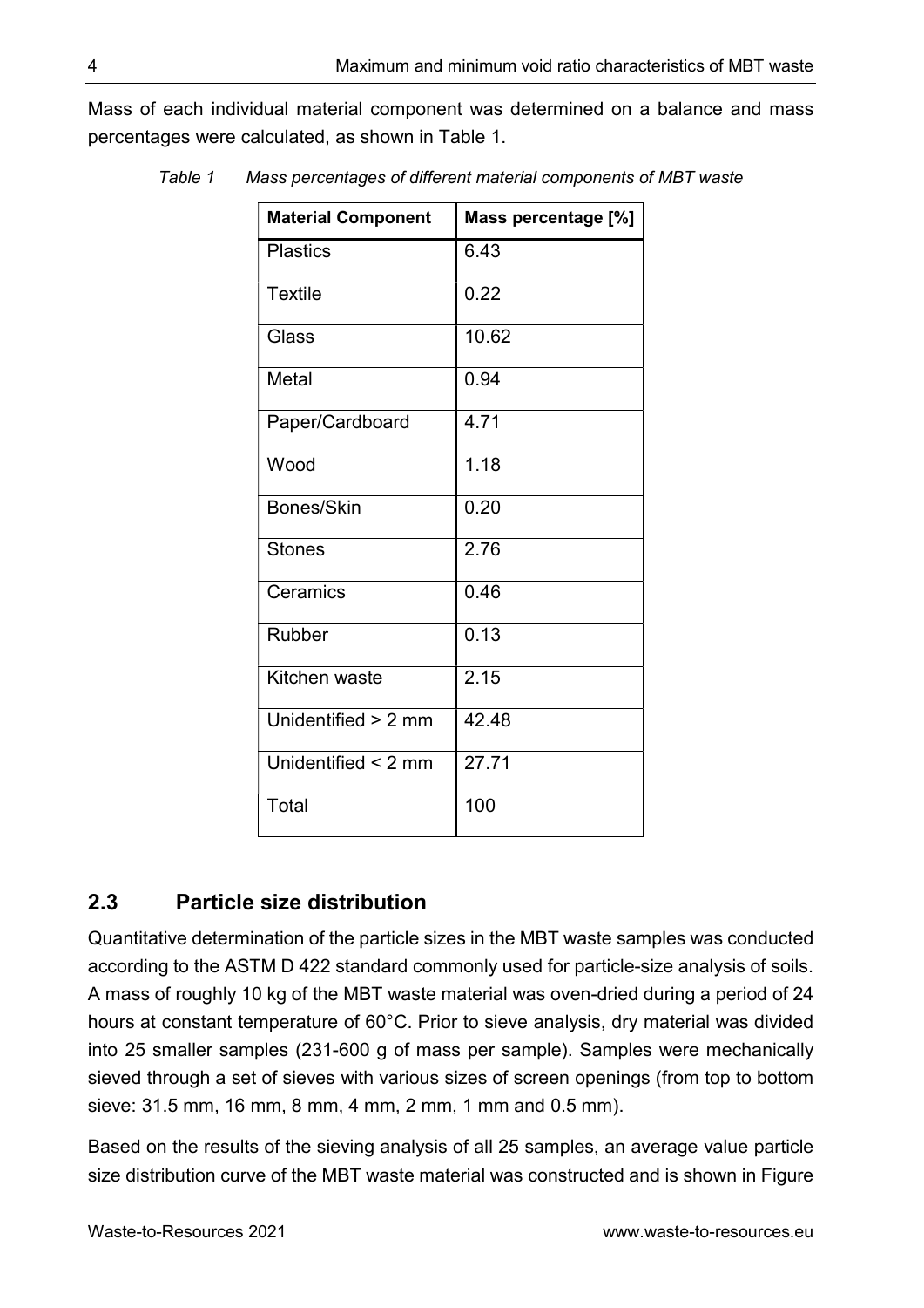Mass of each individual material component was determined on a balance and mass percentages were calculated, as shown in Table 1.

*Table 1 Mass percentages of different material components of MBT waste*

| Material Component | Mass percentage [%] |
| --- | --- |
| Plastics | 6.43 |
| Textile | 0.22 |
| Glass | 10.62 |
| Metal | 0.94 |
| Paper/Cardboard | 4.71 |
| Wood | 1.18 |
| Bones/Skin | 0.20 |
| Stones | 2.76 |
| Ceramics | 0.46 |
| Rubber | 0.13 |
| Kitchen waste | 2.15 |
| Unidentified > 2 mm | 42.48 |
| Unidentified < 2 mm | 27.71 |
| Total | 100 |

## 2.3 Particle size distribution

Quantitative determination of the particle sizes in the MBT waste samples was conducted according to the ASTM D 422 standard commonly used for particle-size analysis of soils. A mass of roughly 10 kg of the MBT waste material was oven-dried during a period of 24 hours at constant temperature of 60°C. Prior to sieve analysis, dry material was divided into 25 smaller samples (231-600 g of mass per sample). Samples were mechanically sieved through a set of sieves with various sizes of screen openings (from top to bottom sieve: 31.5 mm, 16 mm, 8 mm, 4 mm, 2 mm, 1 mm and 0.5 mm).

Based on the results of the sieving analysis of all 25 samples, an average value particle size distribution curve of the MBT waste material was constructed and is shown in Figure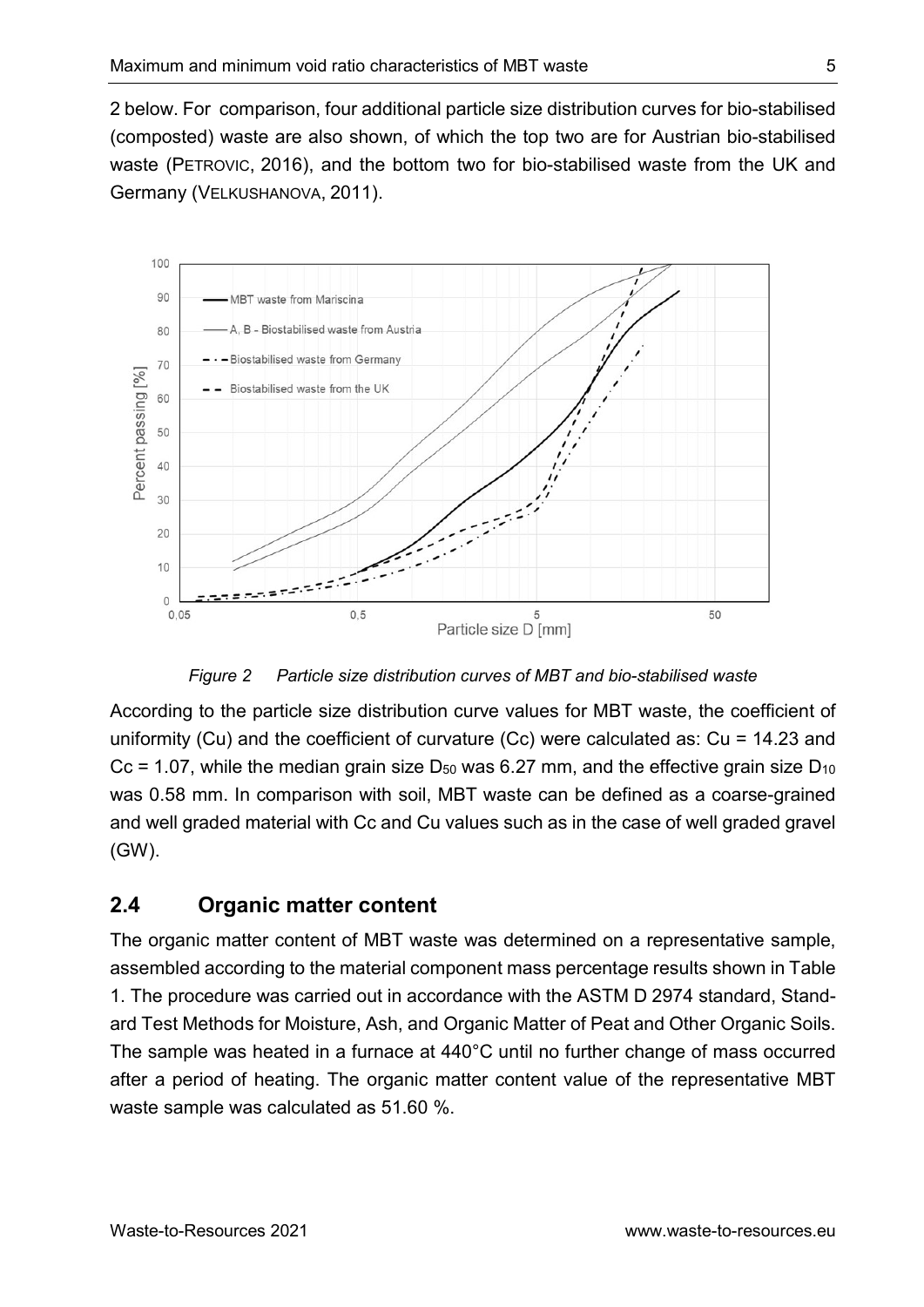2 below. For comparison, four additional particle size distribution curves for bio-stabilised (composted) waste are also shown, of which the top two are for Austrian bio-stabilised waste (PETROVIC, 2016), and the bottom two for bio-stabilised waste from the UK and Germany (VELKUSHANOVA, 2011).

*Figure 2 Particle size distribution curves of MBT and bio-stabilised waste*

According to the particle size distribution curve values for MBT waste, the coefficient of uniformity (Cu) and the coefficient of curvature (Cc) were calculated as: Cu = 14.23 and Cc = 1.07, while the median grain size $D_{50}$ was 6.27 mm, and the effective grain size $D_{10}$ was 0.58 mm. In comparison with soil, MBT waste can be defined as a coarse-grained and well graded material with Cc and Cu values such as in the case of well graded gravel (GW).

## 2.4 Organic matter content

The organic matter content of MBT waste was determined on a representative sample, assembled according to the material component mass percentage results shown in Table 1. The procedure was carried out in accordance with the ASTM D 2974 standard, Standard Test Methods for Moisture, Ash, and Organic Matter of Peat and Other Organic Soils. The sample was heated in a furnace at 440°C until no further change of mass occurred after a period of heating. The organic matter content value of the representative MBT waste sample was calculated as 51.60 %.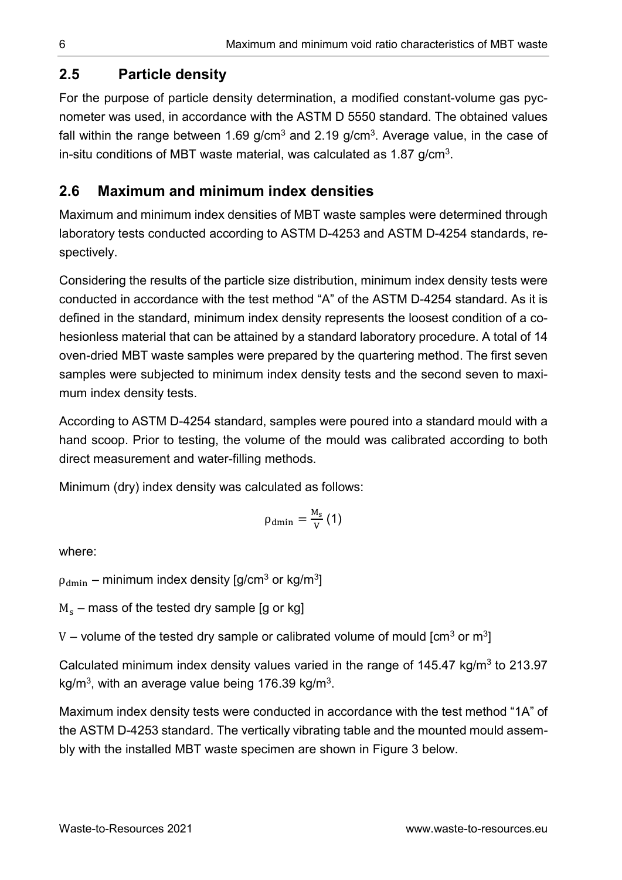## 2.5 Particle density

For the purpose of particle density determination, a modified constant-volume gas pycnometer was used, in accordance with the ASTM D 5550 standard. The obtained values fall within the range between 1.69 g/cm$^3$ and 2.19 g/cm$^3$. Average value, in the case of in-situ conditions of MBT waste material, was calculated as 1.87 g/cm$^3$.

## 2.6 Maximum and minimum index densities

Maximum and minimum index densities of MBT waste samples were determined through laboratory tests conducted according to ASTM D-4253 and ASTM D-4254 standards, respectively.

Considering the results of the particle size distribution, minimum index density tests were conducted in accordance with the test method "A" of the ASTM D-4254 standard. As it is defined in the standard, minimum index density represents the loosest condition of a cohesionless material that can be attained by a standard laboratory procedure. A total of 14 oven-dried MBT waste samples were prepared by the quartering method. The first seven samples were subjected to minimum index density tests and the second seven to maximum index density tests.

According to ASTM D-4254 standard, samples were poured into a standard mould with a hand scoop. Prior to testing, the volume of the mould was calibrated according to both direct measurement and water-filling methods.

Minimum (dry) index density was calculated as follows:

$$\rho_{\mathrm{dmin}} = \frac{M_s}{V} \quad (1)$$

where:

$\rho_{\mathrm{dmin}}$ – minimum index density [g/cm$^3$ or kg/m$^3$]

$M_s$ – mass of the tested dry sample [g or kg]

$V$ – volume of the tested dry sample or calibrated volume of mould [cm$^3$ or m$^3$]

Calculated minimum index density values varied in the range of 145.47 kg/m$^3$ to 213.97 kg/m$^3$, with an average value being 176.39 kg/m$^3$.

Maximum index density tests were conducted in accordance with the test method "1A" of the ASTM D-4253 standard. The vertically vibrating table and the mounted mould assembly with the installed MBT waste specimen are shown in Figure 3 below.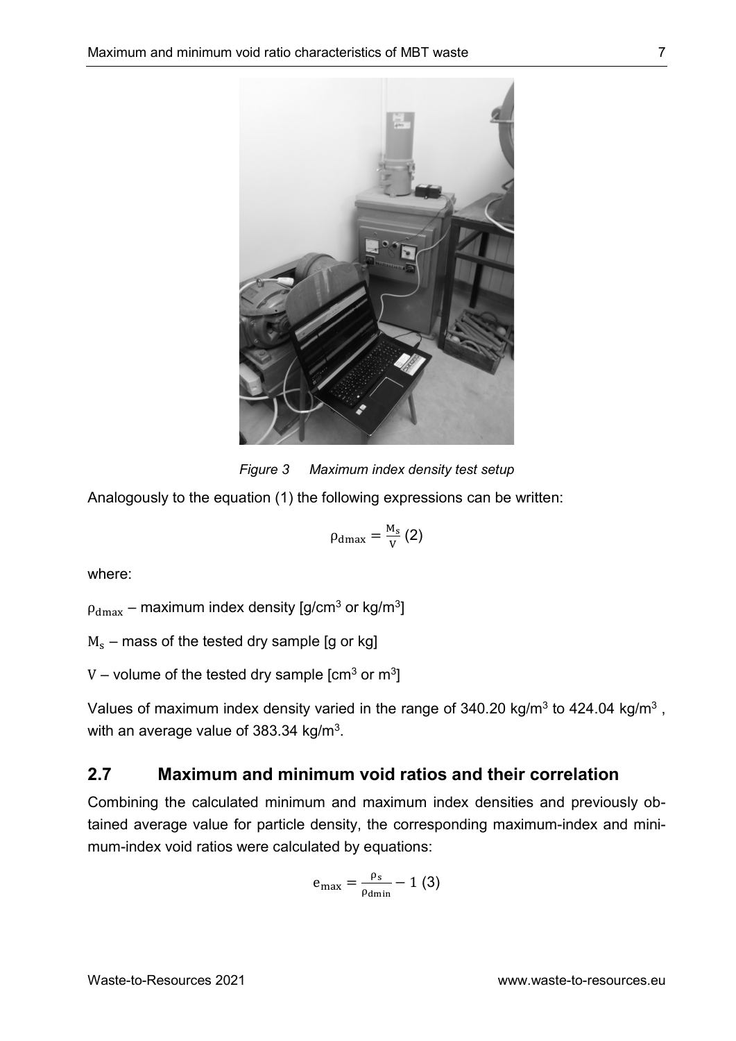*Figure 3 Maximum index density test setup*

Analogously to the equation (1) the following expressions can be written:

$$\rho_{dmax} = \frac{M_s}{V} \quad (2)$$

where:

$\rho_{dmax}$ – maximum index density [g/cm$^3$ or kg/m$^3$]

$M_s$ – mass of the tested dry sample [g or kg]

$V$ – volume of the tested dry sample [cm$^3$ or m$^3$]

Values of maximum index density varied in the range of 340.20 kg/m$^3$ to 424.04 kg/m$^3$ , with an average value of 383.34 kg/m$^3$.

## 2.7 Maximum and minimum void ratios and their correlation

Combining the calculated minimum and maximum index densities and previously obtained average value for particle density, the corresponding maximum-index and minimum-index void ratios were calculated by equations:

$$e_{max} = \frac{\rho_s}{\rho_{dmin}} - 1 \quad (3)$$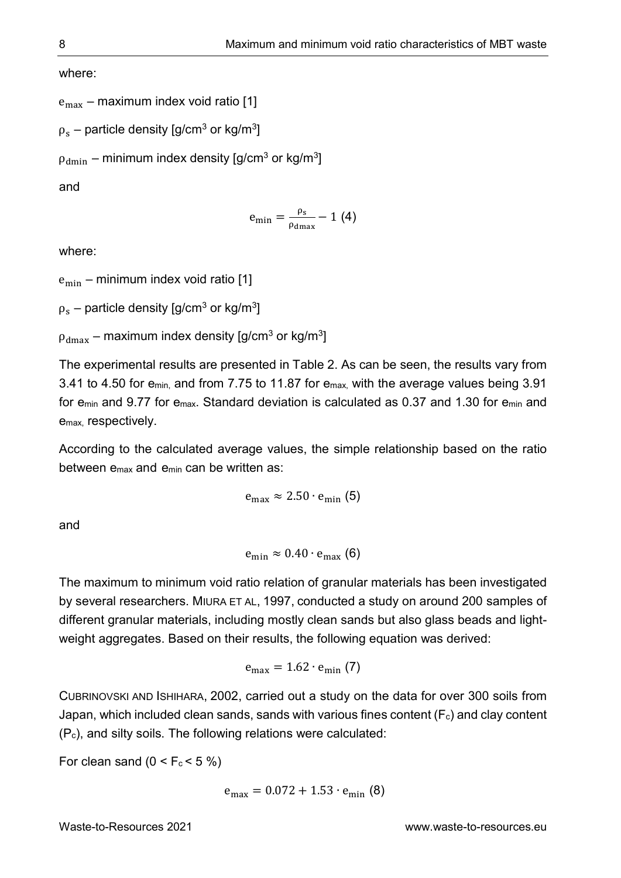where:

$e_{max}$ – maximum index void ratio [1]

$\rho_s$ – particle density [g/cm$^3$ or kg/m$^3$]

$\rho_{dmin}$ – minimum index density [g/cm$^3$ or kg/m$^3$]

and

$$e_{min} = \frac{\rho_s}{\rho_{dmax}} - 1 \quad (4)$$

where:

$e_{min}$ – minimum index void ratio [1]

$\rho_s$ – particle density [g/cm$^3$ or kg/m$^3$]

$\rho_{dmax}$ – maximum index density [g/cm$^3$ or kg/m$^3$]

The experimental results are presented in Table 2. As can be seen, the results vary from 3.41 to 4.50 for $e_{min}$, and from 7.75 to 11.87 for $e_{max}$, with the average values being 3.91 for $e_{min}$ and 9.77 for $e_{max}$. Standard deviation is calculated as 0.37 and 1.30 for $e_{min}$ and $e_{max}$, respectively.

According to the calculated average values, the simple relationship based on the ratio between $e_{max}$ and $e_{min}$ can be written as:

$$e_{max} \approx 2.50 \cdot e_{min} \quad (5)$$

and

$$e_{min} \approx 0.40 \cdot e_{max} \quad (6)$$

The maximum to minimum void ratio relation of granular materials has been investigated by several researchers. MIURA ET AL, 1997, conducted a study on around 200 samples of different granular materials, including mostly clean sands but also glass beads and light-weight aggregates. Based on their results, the following equation was derived:

$$e_{max} = 1.62 \cdot e_{min} \quad (7)$$

CUBRINOVSKI AND ISHIHARA, 2002, carried out a study on the data for over 300 soils from Japan, which included clean sands, sands with various fines content ($F_c$) and clay content ($P_c$), and silty soils. The following relations were calculated:

For clean sand ($0 < F_c < 5$ %)

$$e_{max} = 0.072 + 1.53 \cdot e_{min} \quad (8)$$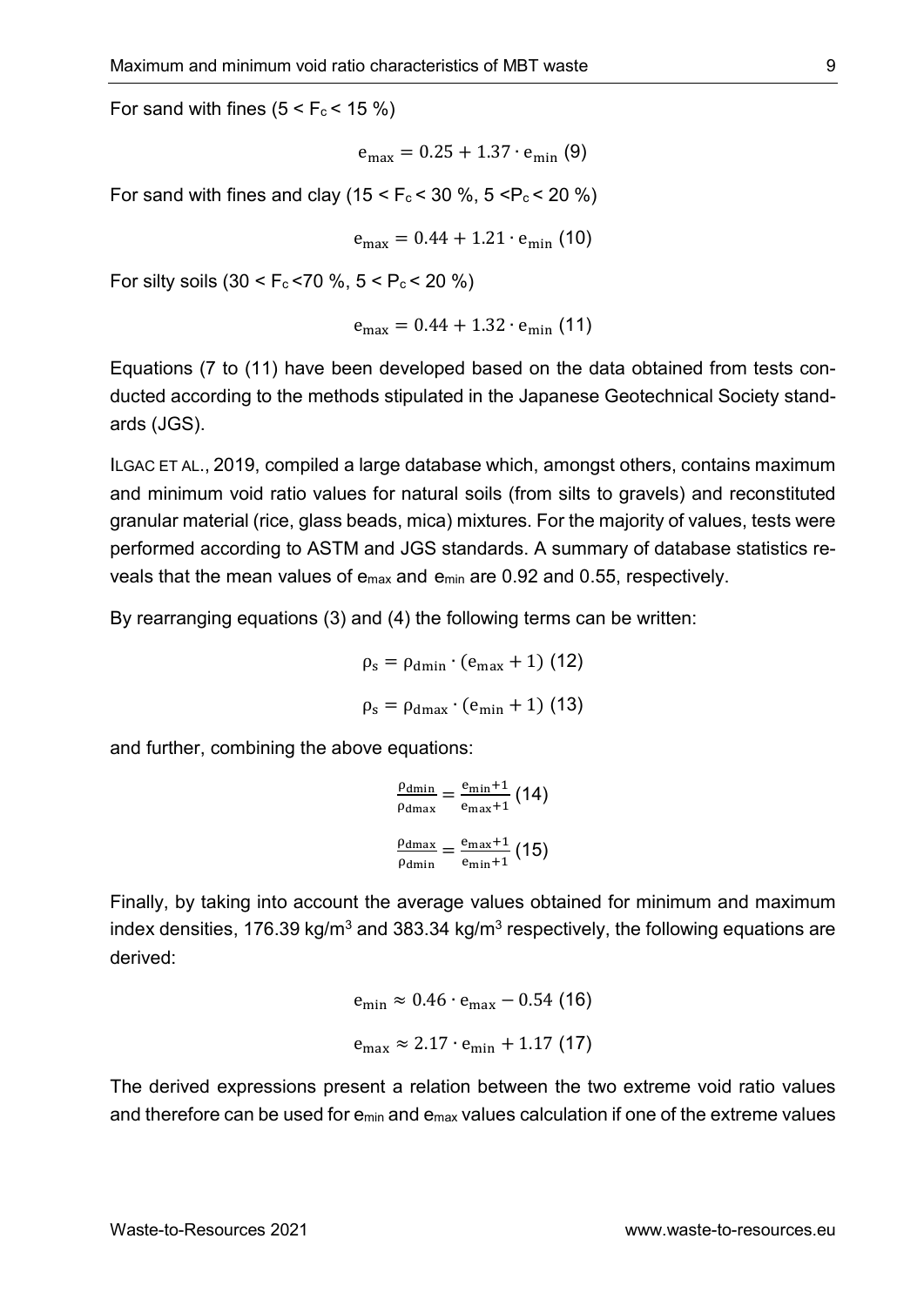For sand with fines ($5 < F_c < 15$ %)

$$e_{max} = 0.25 + 1.37 \cdot e_{min} \quad (9)$$

For sand with fines and clay ($15 < F_c < 30$ %, $5 < P_c < 20$ %)

$$e_{max} = 0.44 + 1.21 \cdot e_{min} \quad (10)$$

For silty soils ($30 < F_c < 70$ %, $5 < P_c < 20$ %)

$$e_{max} = 0.44 + 1.32 \cdot e_{min} \quad (11)$$

Equations (7 to (11) have been developed based on the data obtained from tests conducted according to the methods stipulated in the Japanese Geotechnical Society standards (JGS).

ILGAC ET AL., 2019, compiled a large database which, amongst others, contains maximum and minimum void ratio values for natural soils (from silts to gravels) and reconstituted granular material (rice, glass beads, mica) mixtures. For the majority of values, tests were performed according to ASTM and JGS standards. A summary of database statistics reveals that the mean values of $e_{max}$ and $e_{min}$ are 0.92 and 0.55, respectively.

By rearranging equations (3) and (4) the following terms can be written:

$$\rho_s = \rho_{dmin} \cdot (e_{max} + 1) \quad (12)$$

$$\rho_s = \rho_{dmax} \cdot (e_{min} + 1) \quad (13)$$

and further, combining the above equations:

$$\frac{\rho_{dmin}}{\rho_{dmax}} = \frac{e_{min}+1}{e_{max}+1} \quad (14)$$

$$\frac{\rho_{dmax}}{\rho_{dmin}} = \frac{e_{max}+1}{e_{min}+1} \quad (15)$$

Finally, by taking into account the average values obtained for minimum and maximum index densities, 176.39 kg/m$^3$ and 383.34 kg/m$^3$ respectively, the following equations are derived:

$$e_{min} \approx 0.46 \cdot e_{max} - 0.54 \quad (16)$$

$$e_{max} \approx 2.17 \cdot e_{min} + 1.17 \quad (17)$$

The derived expressions present a relation between the two extreme void ratio values and therefore can be used for $e_{min}$ and $e_{max}$ values calculation if one of the extreme values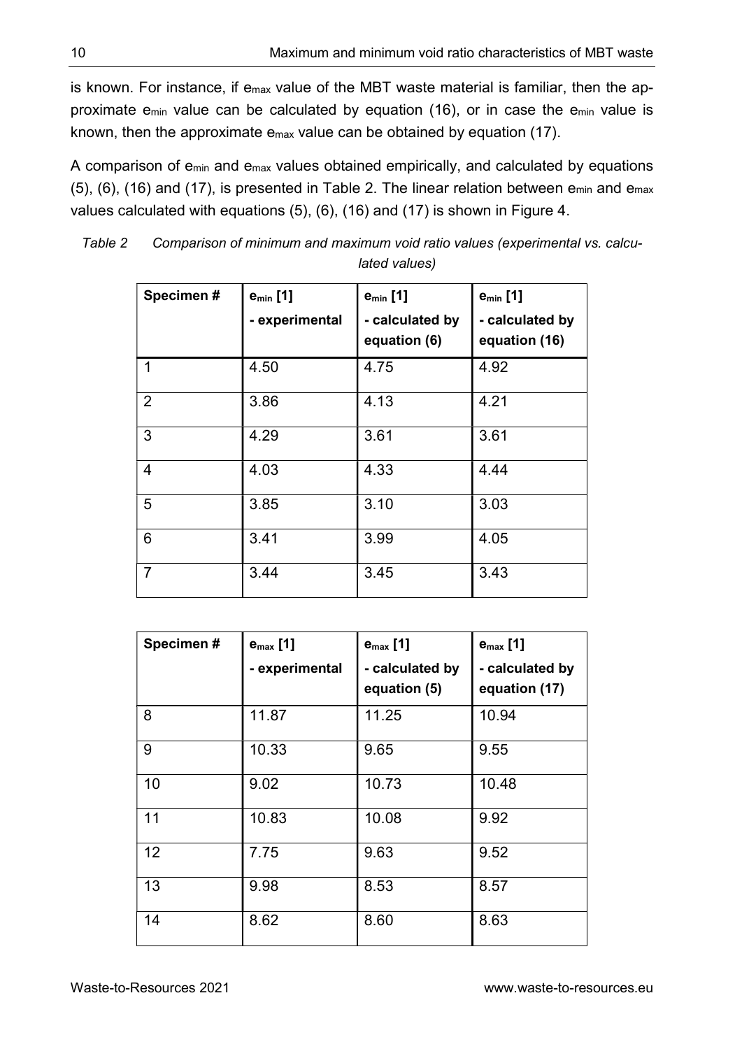is known. For instance, if $e_{max}$ value of the MBT waste material is familiar, then the approximate $e_{min}$ value can be calculated by equation (16), or in case the $e_{min}$ value is known, then the approximate $e_{max}$ value can be obtained by equation (17).

A comparison of $e_{min}$ and $e_{max}$ values obtained empirically, and calculated by equations (5), (6), (16) and (17), is presented in Table 2. The linear relation between $e_{min}$ and $e_{max}$ values calculated with equations (5), (6), (16) and (17) is shown in Figure 4.

*Table 2 Comparison of minimum and maximum void ratio values (experimental vs. calculated values)*

| Specimen # | $e_{min}$ [1] - experimental | $e_{min}$ [1] - calculated by equation (6) | $e_{min}$ [1] - calculated by equation (16) |
|---|---|---|---|
| 1 | 4.50 | 4.75 | 4.92 |
| 2 | 3.86 | 4.13 | 4.21 |
| 3 | 4.29 | 3.61 | 3.61 |
| 4 | 4.03 | 4.33 | 4.44 |
| 5 | 3.85 | 3.10 | 3.03 |
| 6 | 3.41 | 3.99 | 4.05 |
| 7 | 3.44 | 3.45 | 3.43 |

| Specimen # | $e_{max}$ [1] - experimental | $e_{max}$ [1] - calculated by equation (5) | $e_{max}$ [1] - calculated by equation (17) |
|---|---|---|---|
| 8 | 11.87 | 11.25 | 10.94 |
| 9 | 10.33 | 9.65 | 9.55 |
| 10 | 9.02 | 10.73 | 10.48 |
| 11 | 10.83 | 10.08 | 9.92 |
| 12 | 7.75 | 9.63 | 9.52 |
| 13 | 9.98 | 8.53 | 8.57 |
| 14 | 8.62 | 8.60 | 8.63 |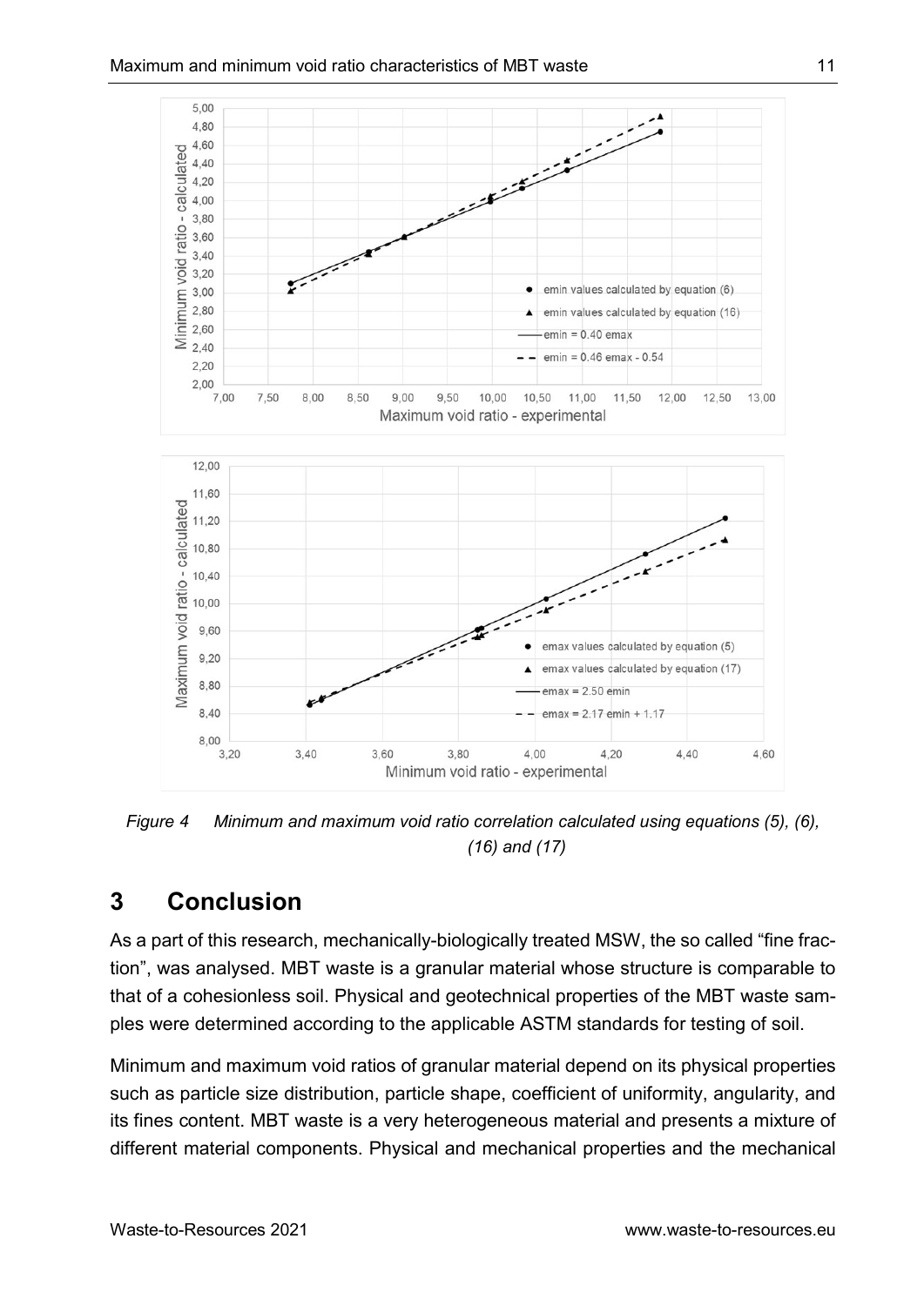*Figure 4 Minimum and maximum void ratio correlation calculated using equations (5), (6), (16) and (17)*

## 3 Conclusion

As a part of this research, mechanically-biologically treated MSW, the so called "fine fraction", was analysed. MBT waste is a granular material whose structure is comparable to that of a cohesionless soil. Physical and geotechnical properties of the MBT waste samples were determined according to the applicable ASTM standards for testing of soil.

Minimum and maximum void ratios of granular material depend on its physical properties such as particle size distribution, particle shape, coefficient of uniformity, angularity, and its fines content. MBT waste is a very heterogeneous material and presents a mixture of different material components. Physical and mechanical properties and the mechanical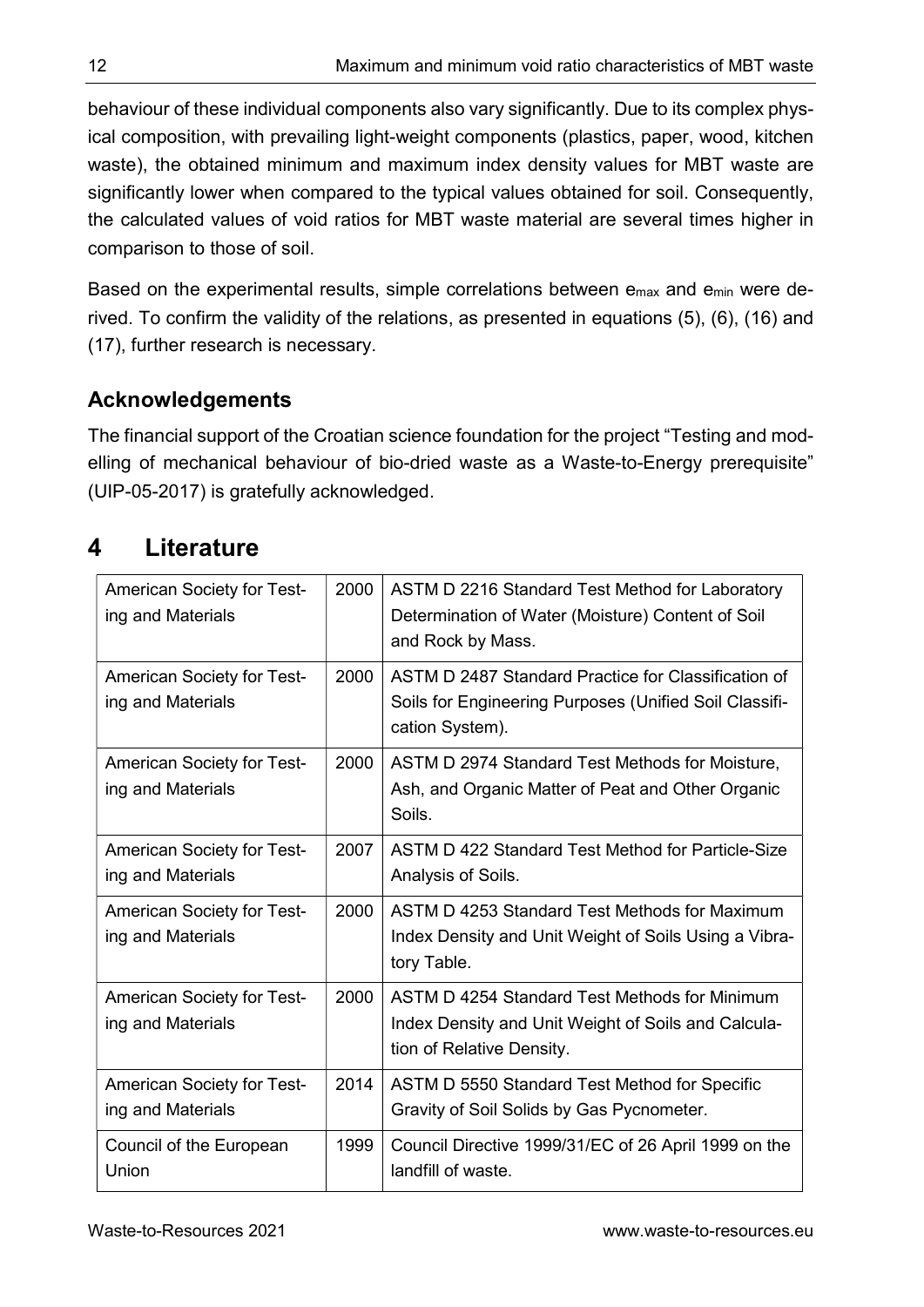behaviour of these individual components also vary significantly. Due to its complex physical composition, with prevailing light-weight components (plastics, paper, wood, kitchen waste), the obtained minimum and maximum index density values for MBT waste are significantly lower when compared to the typical values obtained for soil. Consequently, the calculated values of void ratios for MBT waste material are several times higher in comparison to those of soil.

Based on the experimental results, simple correlations between $e_{max}$ and $e_{min}$ were derived. To confirm the validity of the relations, as presented in equations (5), (6), (16) and (17), further research is necessary.

## Acknowledgements

The financial support of the Croatian science foundation for the project "Testing and modelling of mechanical behaviour of bio-dried waste as a Waste-to-Energy prerequisite" (UIP-05-2017) is gratefully acknowledged.

# 4 Literature

| | | |
|---|---|---|
| American Society for Testing and Materials | 2000 | ASTM D 2216 Standard Test Method for Laboratory Determination of Water (Moisture) Content of Soil and Rock by Mass. |
| American Society for Testing and Materials | 2000 | ASTM D 2487 Standard Practice for Classification of Soils for Engineering Purposes (Unified Soil Classification System). |
| American Society for Testing and Materials | 2000 | ASTM D 2974 Standard Test Methods for Moisture, Ash, and Organic Matter of Peat and Other Organic Soils. |
| American Society for Testing and Materials | 2007 | ASTM D 422 Standard Test Method for Particle-Size Analysis of Soils. |
| American Society for Testing and Materials | 2000 | ASTM D 4253 Standard Test Methods for Maximum Index Density and Unit Weight of Soils Using a Vibratory Table. |
| American Society for Testing and Materials | 2000 | ASTM D 4254 Standard Test Methods for Minimum Index Density and Unit Weight of Soils and Calculation of Relative Density. |
| American Society for Testing and Materials | 2014 | ASTM D 5550 Standard Test Method for Specific Gravity of Soil Solids by Gas Pycnometer. |
| Council of the European Union | 1999 | Council Directive 1999/31/EC of 26 April 1999 on the landfill of waste. |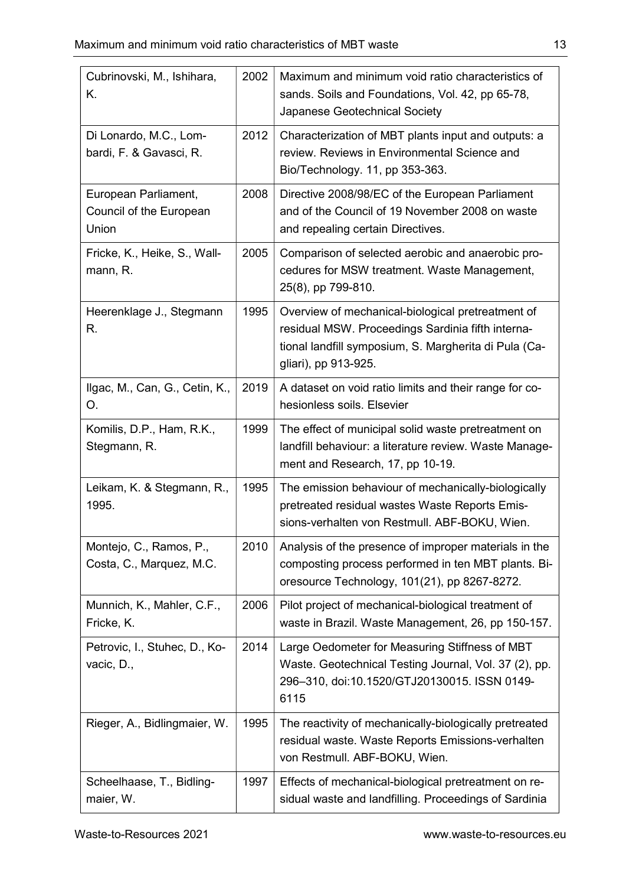| | | |
|---|---|---|
| Cubrinovski, M., Ishihara, K. | 2002 | Maximum and minimum void ratio characteristics of sands. Soils and Foundations, Vol. 42, pp 65-78, Japanese Geotechnical Society |
| Di Lonardo, M.C., Lombardi, F. & Gavasci, R. | 2012 | Characterization of MBT plants input and outputs: a review. Reviews in Environmental Science and Bio/Technology. 11, pp 353-363. |
| European Parliament, Council of the European Union | 2008 | Directive 2008/98/EC of the European Parliament and of the Council of 19 November 2008 on waste and repealing certain Directives. |
| Fricke, K., Heike, S., Wallmann, R. | 2005 | Comparison of selected aerobic and anaerobic procedures for MSW treatment. Waste Management, 25(8), pp 799-810. |
| Heerenklage J., Stegmann R. | 1995 | Overview of mechanical-biological pretreatment of residual MSW. Proceedings Sardinia fifth international landfill symposium, S. Margherita di Pula (Cagliari), pp 913-925. |
| Ilgac, M., Can, G., Cetin, K., O. | 2019 | A dataset on void ratio limits and their range for cohesionless soils. Elsevier |
| Komilis, D.P., Ham, R.K., Stegmann, R. | 1999 | The effect of municipal solid waste pretreatment on landfill behaviour: a literature review. Waste Management and Research, 17, pp 10-19. |
| Leikam, K. & Stegmann, R., 1995. | 1995 | The emission behaviour of mechanically-biologically pretreated residual wastes Waste Reports Emissions-verhalten von Restmull. ABF-BOKU, Wien. |
| Montejo, C., Ramos, P., Costa, C., Marquez, M.C. | 2010 | Analysis of the presence of improper materials in the composting process performed in ten MBT plants. Bioresource Technology, 101(21), pp 8267-8272. |
| Munnich, K., Mahler, C.F., Fricke, K. | 2006 | Pilot project of mechanical-biological treatment of waste in Brazil. Waste Management, 26, pp 150-157. |
| Petrovic, I., Stuhec, D., Kovacic, D., | 2014 | Large Oedometer for Measuring Stiffness of MBT Waste. Geotechnical Testing Journal, Vol. 37 (2), pp. 296–310, doi:10.1520/GTJ20130015. ISSN 0149-6115 |
| Rieger, A., Bidlingmaier, W. | 1995 | The reactivity of mechanically-biologically pretreated residual waste. Waste Reports Emissions-verhalten von Restmull. ABF-BOKU, Wien. |
| Scheelhaase, T., Bidlingmaier, W. | 1997 | Effects of mechanical-biological pretreatment on residual waste and landfilling. Proceedings of Sardinia |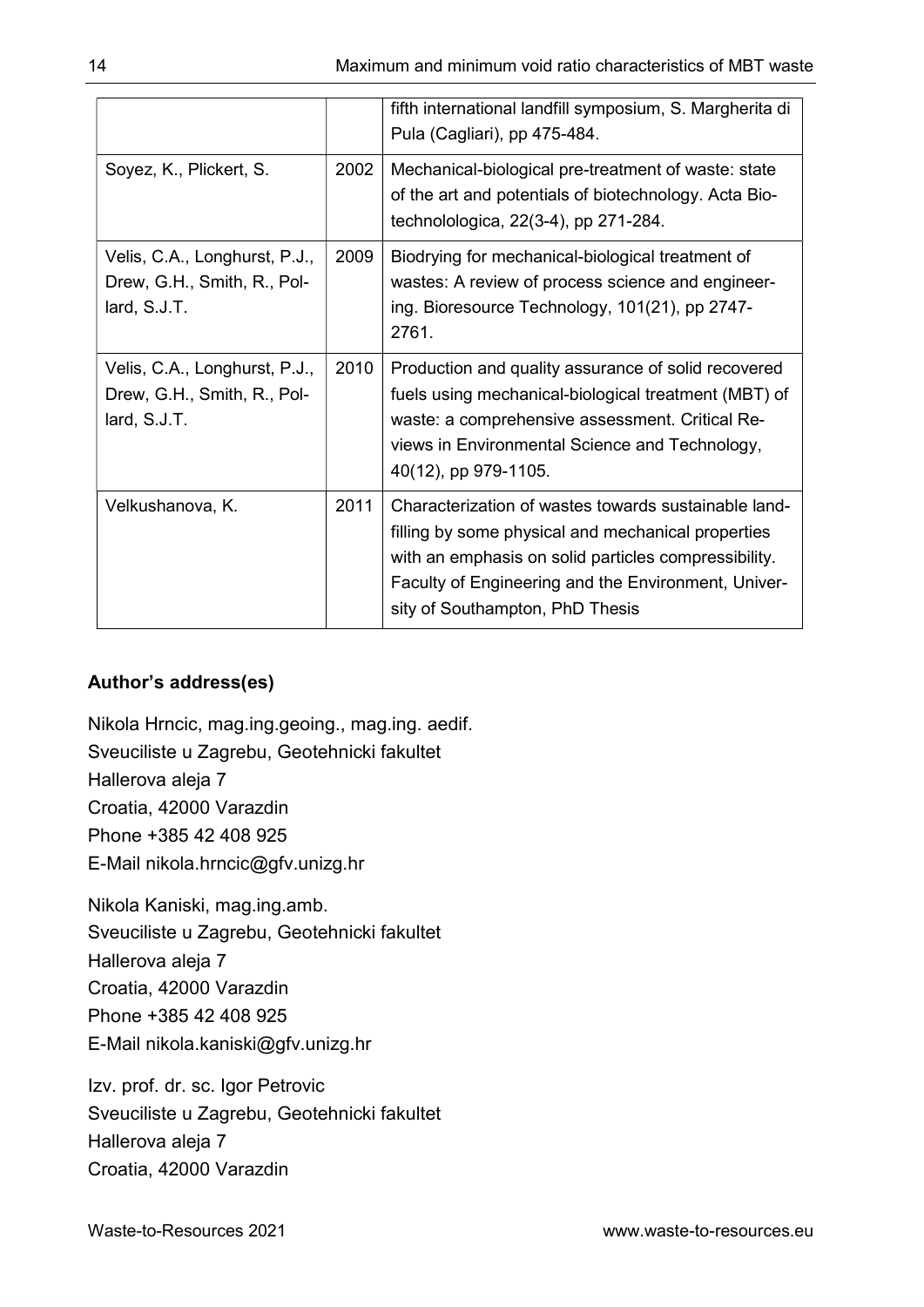| | | |
|---|---|---|
| | | fifth international landfill symposium, S. Margherita di Pula (Cagliari), pp 475-484. |
| Soyez, K., Plickert, S. | 2002 | Mechanical-biological pre-treatment of waste: state of the art and potentials of biotechnology. Acta Biotechnolologica, 22(3-4), pp 271-284. |
| Velis, C.A., Longhurst, P.J., Drew, G.H., Smith, R., Pollard, S.J.T. | 2009 | Biodrying for mechanical-biological treatment of wastes: A review of process science and engineering. Bioresource Technology, 101(21), pp 2747-2761. |
| Velis, C.A., Longhurst, P.J., Drew, G.H., Smith, R., Pollard, S.J.T. | 2010 | Production and quality assurance of solid recovered fuels using mechanical-biological treatment (MBT) of waste: a comprehensive assessment. Critical Reviews in Environmental Science and Technology, 40(12), pp 979-1105. |
| Velkushanova, K. | 2011 | Characterization of wastes towards sustainable landfilling by some physical and mechanical properties with an emphasis on solid particles compressibility. Faculty of Engineering and the Environment, University of Southampton, PhD Thesis |

**Author's address(es)**

Nikola Hrncic, mag.ing.geoing., mag.ing. aedif.
Sveuciliste u Zagrebu, Geotehnicki fakultet
Hallerova aleja 7
Croatia, 42000 Varazdin
Phone +385 42 408 925
E-Mail nikola.hrncic@gfv.unizg.hr

Nikola Kaniski, mag.ing.amb.
Sveuciliste u Zagrebu, Geotehnicki fakultet
Hallerova aleja 7
Croatia, 42000 Varazdin
Phone +385 42 408 925
E-Mail nikola.kaniski@gfv.unizg.hr

Izv. prof. dr. sc. Igor Petrovic
Sveuciliste u Zagrebu, Geotehnicki fakultet
Hallerova aleja 7
Croatia, 42000 Varazdin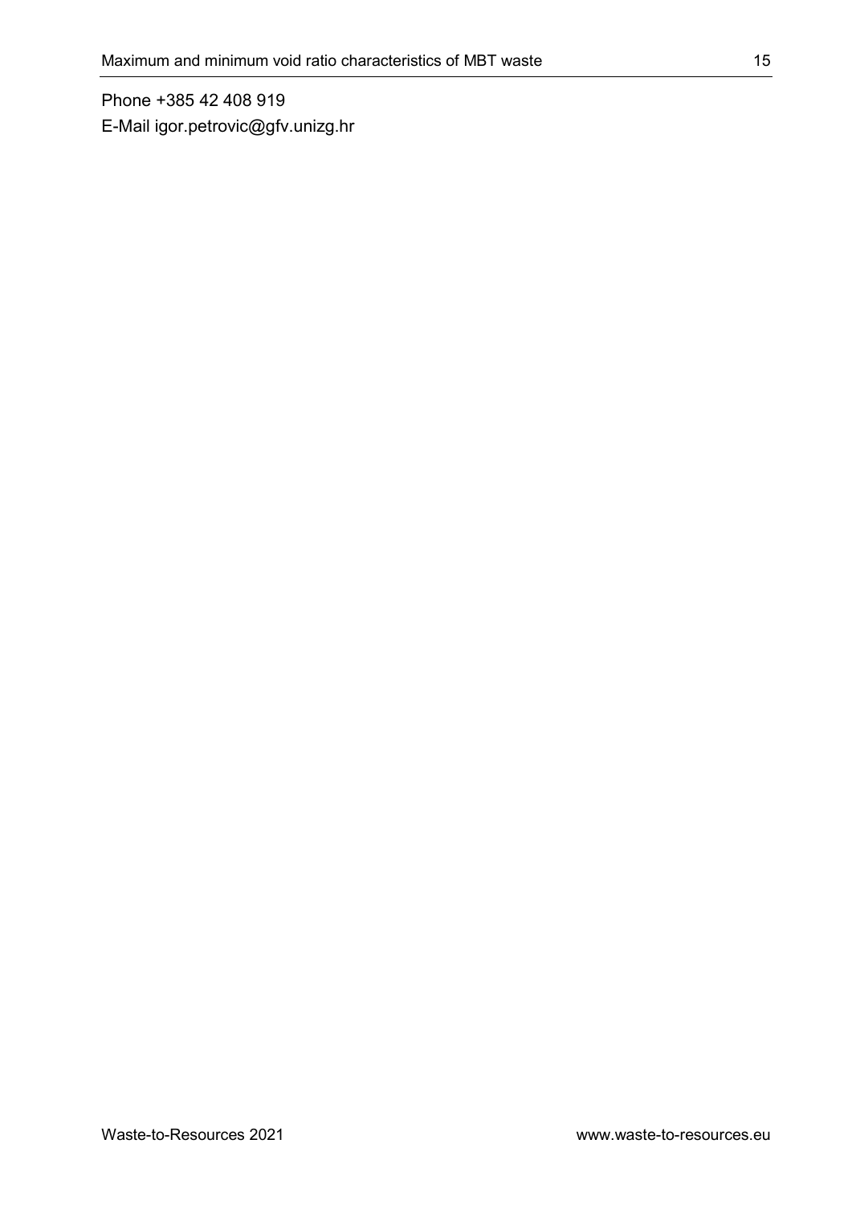Phone +385 42 408 919
E-Mail igor.petrovic@gfv.unizg.hr